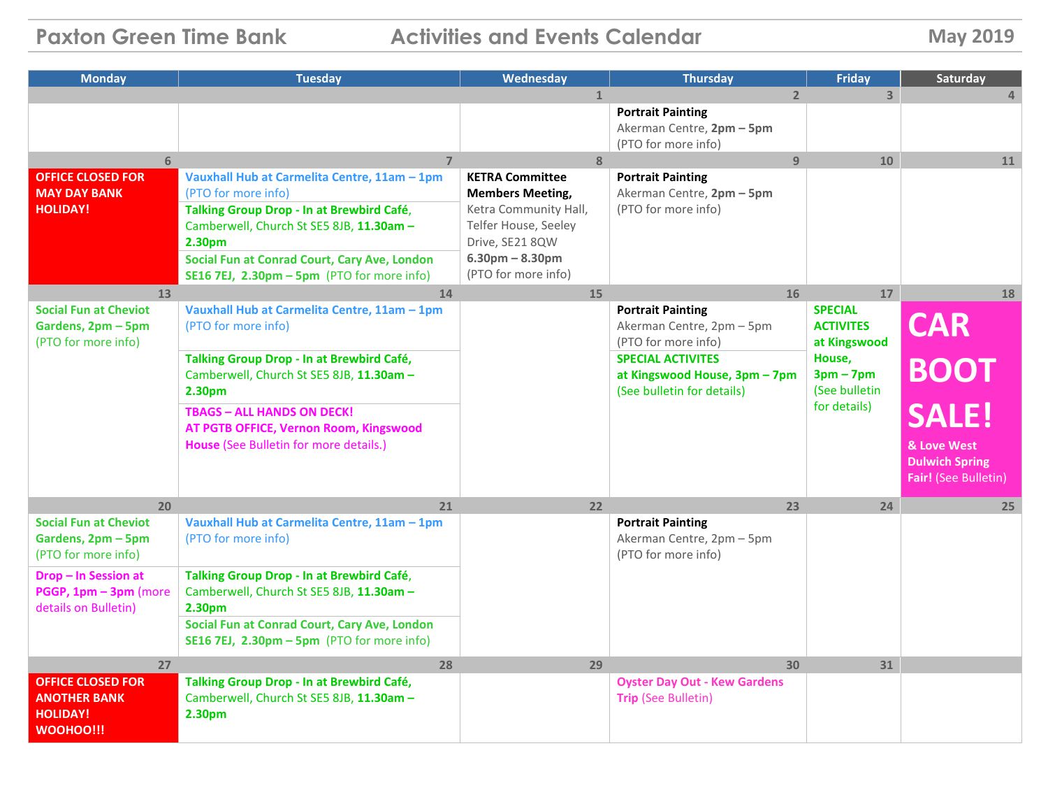# Paxton Green Time Bank — Activities and Events Calendar — May 2019

| Monday | Tuesday | Wednesday | Thursday | Friday | Saturday |
|---|---|---|---|---|---|
| | | 1 | 2 | 3 | 4 |
| | | | **Portrait Painting** Akerman Centre, **2pm – 5pm** (PTO for more info) | | |
| 6 | 7 | 8 | 9 | 10 | 11 |
| **OFFICE CLOSED FOR MAY DAY BANK HOLIDAY!** | **Vauxhall Hub at Carmelita Centre, 11am – 1pm** (PTO for more info)<br>**Talking Group Drop - In at Brewbird Café,** Camberwell, Church St SE5 8JB, **11.30am – 2.30pm**<br>**Social Fun at Conrad Court, Cary Ave, London SE16 7EJ, 2.30pm – 5pm** (PTO for more info) | **KETRA Committee Members Meeting,** Ketra Community Hall, Telfer House, Seeley Drive, SE21 8QW **6.30pm – 8.30pm** (PTO for more info) | **Portrait Painting** Akerman Centre, **2pm – 5pm** (PTO for more info) | | |
| 13 | 14 | 15 | 16 | 17 | 18 |
| **Social Fun at Cheviot Gardens, 2pm – 5pm** (PTO for more info) | **Vauxhall Hub at Carmelita Centre, 11am – 1pm** (PTO for more info)<br>**Talking Group Drop - In at Brewbird Café,** Camberwell, Church St SE5 8JB, **11.30am – 2.30pm**<br>**TBAGS – ALL HANDS ON DECK! AT PGTB OFFICE, Vernon Room, Kingswood House** (See Bulletin for more details.) | | **Portrait Painting** Akerman Centre, 2pm – 5pm (PTO for more info)<br>**SPECIAL ACTIVITES at Kingswood House, 3pm – 7pm** (See bulletin for details) | **SPECIAL ACTIVITES at Kingswood House, 3pm – 7pm** (See bulletin for details) | **CAR BOOT SALE!** **& Love West Dulwich Spring Fair!** (See Bulletin) |
| 20 | 21 | 22 | 23 | 24 | 25 |
| **Social Fun at Cheviot Gardens, 2pm – 5pm** (PTO for more info)<br>**Drop – In Session at PGGP, 1pm – 3pm** (more details on Bulletin) | **Vauxhall Hub at Carmelita Centre, 11am – 1pm** (PTO for more info)<br>**Talking Group Drop - In at Brewbird Café,** Camberwell, Church St SE5 8JB, **11.30am – 2.30pm**<br>**Social Fun at Conrad Court, Cary Ave, London SE16 7EJ, 2.30pm – 5pm** (PTO for more info) | | **Portrait Painting** Akerman Centre, 2pm – 5pm (PTO for more info) | | |
| 27 | 28 | 29 | 30 | 31 | |
| **OFFICE CLOSED FOR ANOTHER BANK HOLIDAY! WOOHOO!!!** | **Talking Group Drop - In at Brewbird Café,** Camberwell, Church St SE5 8JB, **11.30am – 2.30pm** | | **Oyster Day Out - Kew Gardens Trip** (See Bulletin) | | |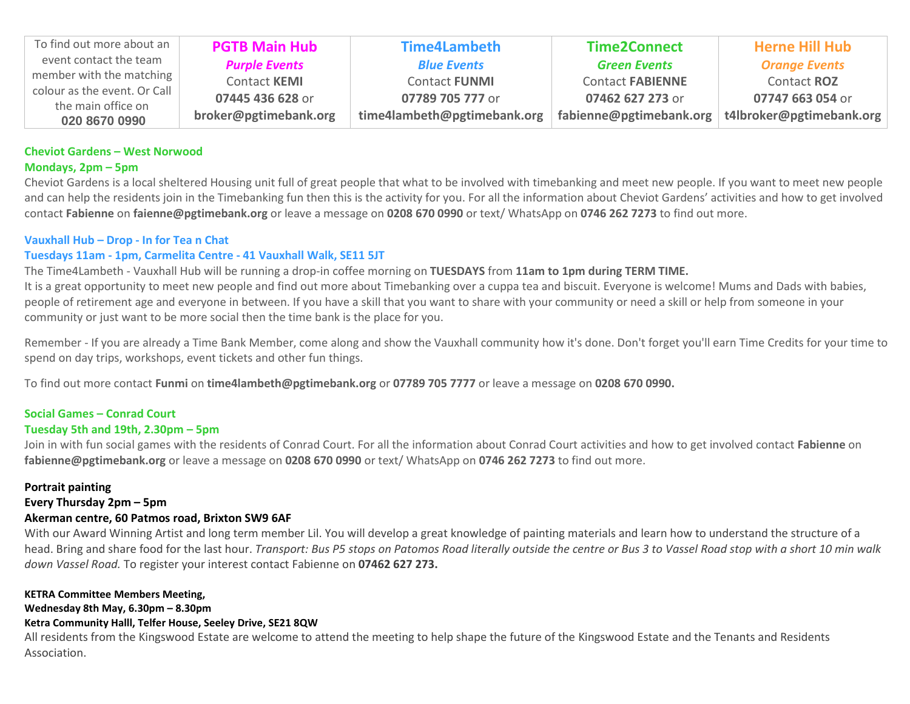| To find out more about an event contact the team member with the matching colour as the event. Or Call the main office on **020 8670 0990** | **PGTB Main Hub** *Purple Events* Contact **KEMI** **07445 436 628** or **broker@pgtimebank.org** | **Time4Lambeth** *Blue Events* Contact **FUNMI** **07789 705 777** or **time4lambeth@pgtimebank.org** | **Time2Connect** *Green Events* Contact **FABIENNE** **07462 627 273** or **fabienne@pgtimebank.org** | **Herne Hill Hub** *Orange Events* Contact **ROZ** **07747 663 054** or **t4lbroker@pgtimebank.org** |
|---|---|---|---|---|

**Cheviot Gardens – West Norwood**
**Mondays, 2pm – 5pm**

Cheviot Gardens is a local sheltered Housing unit full of great people that what to be involved with timebanking and meet new people. If you want to meet new people and can help the residents join in the Timebanking fun then this is the activity for you. For all the information about Cheviot Gardens' activities and how to get involved contact **Fabienne** on **faienne@pgtimebank.org** or leave a message on **0208 670 0990** or text/ WhatsApp on **0746 262 7273** to find out more.

**Vauxhall Hub – Drop - In for Tea n Chat**
**Tuesdays 11am - 1pm, Carmelita Centre - 41 Vauxhall Walk, SE11 5JT**

The Time4Lambeth - Vauxhall Hub will be running a drop-in coffee morning on **TUESDAYS** from **11am to 1pm during TERM TIME.**
It is a great opportunity to meet new people and find out more about Timebanking over a cuppa tea and biscuit. Everyone is welcome! Mums and Dads with babies, people of retirement age and everyone in between. If you have a skill that you want to share with your community or need a skill or help from someone in your community or just want to be more social then the time bank is the place for you.

Remember - If you are already a Time Bank Member, come along and show the Vauxhall community how it's done. Don't forget you'll earn Time Credits for your time to spend on day trips, workshops, event tickets and other fun things.

To find out more contact **Funmi** on **time4lambeth@pgtimebank.org** or **07789 705 7777** or leave a message on **0208 670 0990.**

**Social Games – Conrad Court**
**Tuesday 5th and 19th, 2.30pm – 5pm**

Join in with fun social games with the residents of Conrad Court. For all the information about Conrad Court activities and how to get involved contact **Fabienne** on **fabienne@pgtimebank.org** or leave a message on **0208 670 0990** or text/ WhatsApp on **0746 262 7273** to find out more.

**Portrait painting**
**Every Thursday 2pm – 5pm**
**Akerman centre, 60 Patmos road, Brixton SW9 6AF**

With our Award Winning Artist and long term member Lil. You will develop a great knowledge of painting materials and learn how to understand the structure of a head. Bring and share food for the last hour. *Transport: Bus P5 stops on Patomos Road literally outside the centre or Bus 3 to Vassel Road stop with a short 10 min walk down Vassel Road.* To register your interest contact Fabienne on **07462 627 273.**

**KETRA Committee Members Meeting,**
**Wednesday 8th May, 6.30pm – 8.30pm**
**Ketra Community Halll, Telfer House, Seeley Drive, SE21 8QW**

All residents from the Kingswood Estate are welcome to attend the meeting to help shape the future of the Kingswood Estate and the Tenants and Residents Association.